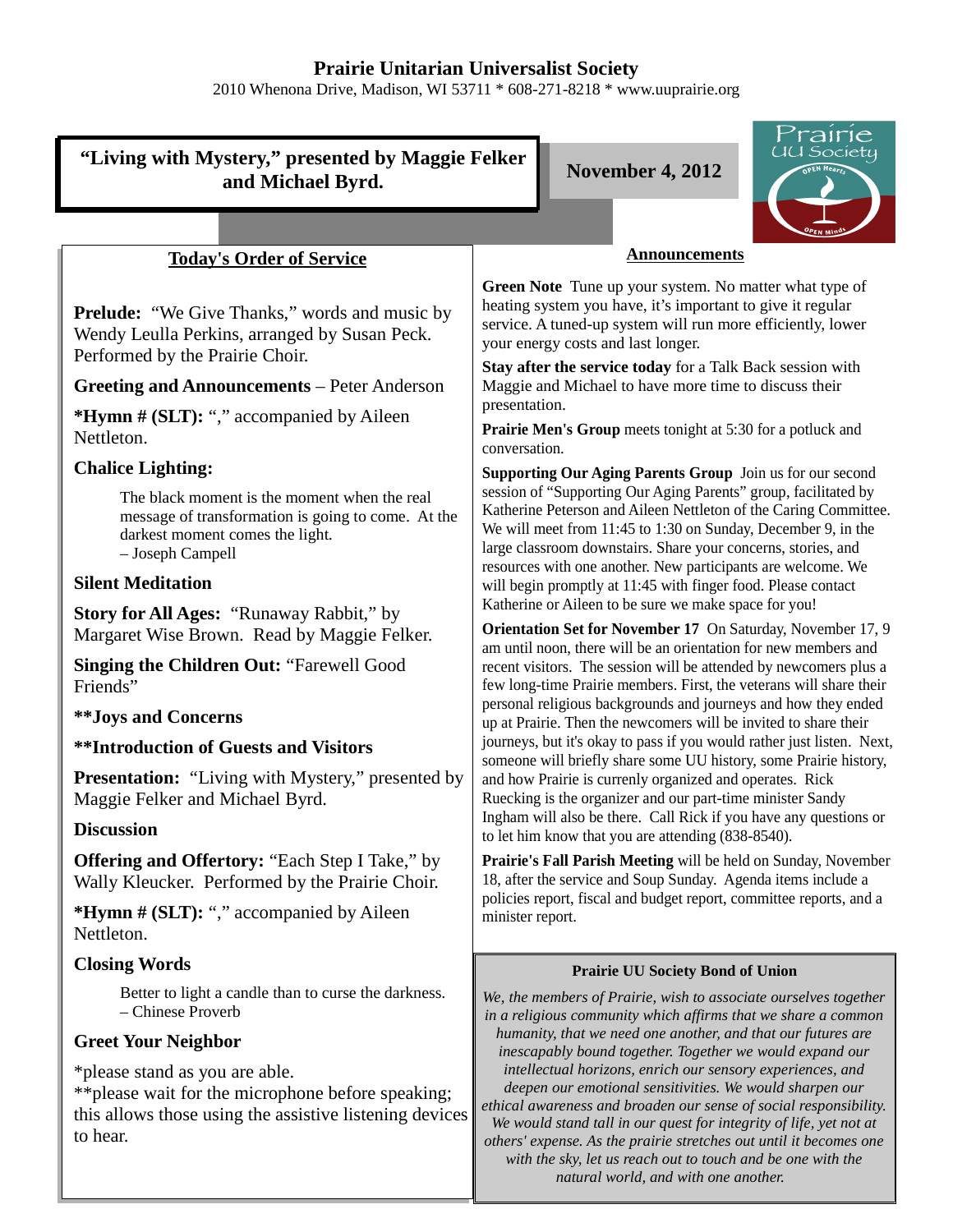# Prairie Unitarian Universalist Society

2010 Whenona Drive, Madison, WI 53711 * 608-271-8218 * www.uuprairie.org

**"Living with Mystery," presented by Maggie Felker and Michael Byrd.**

**November 4, 2012**

## Today's Order of Service

**Prelude:** "We Give Thanks," words and music by Wendy Leulla Perkins, arranged by Susan Peck. Performed by the Prairie Choir.

**Greeting and Announcements** – Peter Anderson

***Hymn # (SLT):** "," accompanied by Aileen Nettleton.

**Chalice Lighting:**

> The black moment is the moment when the real message of transformation is going to come. At the darkest moment comes the light.
> – Joseph Campell

**Silent Meditation**

**Story for All Ages:** "Runaway Rabbit," by Margaret Wise Brown. Read by Maggie Felker.

**Singing the Children Out:** "Farewell Good Friends"

****Joys and Concerns**

****Introduction of Guests and Visitors**

**Presentation:** "Living with Mystery," presented by Maggie Felker and Michael Byrd.

**Discussion**

**Offering and Offertory:** "Each Step I Take," by Wally Kleucker. Performed by the Prairie Choir.

***Hymn # (SLT):** "," accompanied by Aileen Nettleton.

**Closing Words**

> Better to light a candle than to curse the darkness.
> – Chinese Proverb

**Greet Your Neighbor**

*please stand as you are able.
**please wait for the microphone before speaking; this allows those using the assistive listening devices to hear.

## Announcements

**Green Note** Tune up your system. No matter what type of heating system you have, it's important to give it regular service. A tuned-up system will run more efficiently, lower your energy costs and last longer.

**Stay after the service today** for a Talk Back session with Maggie and Michael to have more time to discuss their presentation.

**Prairie Men's Group** meets tonight at 5:30 for a potluck and conversation.

**Supporting Our Aging Parents Group** Join us for our second session of "Supporting Our Aging Parents" group, facilitated by Katherine Peterson and Aileen Nettleton of the Caring Committee. We will meet from 11:45 to 1:30 on Sunday, December 9, in the large classroom downstairs. Share your concerns, stories, and resources with one another. New participants are welcome. We will begin promptly at 11:45 with finger food. Please contact Katherine or Aileen to be sure we make space for you!

**Orientation Set for November 17** On Saturday, November 17, 9 am until noon, there will be an orientation for new members and recent visitors. The session will be attended by newcomers plus a few long-time Prairie members. First, the veterans will share their personal religious backgrounds and journeys and how they ended up at Prairie. Then the newcomers will be invited to share their journeys, but it's okay to pass if you would rather just listen. Next, someone will briefly share some UU history, some Prairie history, and how Prairie is currenly organized and operates. Rick Ruecking is the organizer and our part-time minister Sandy Ingham will also be there. Call Rick if you have any questions or to let him know that you are attending (838-8540).

**Prairie's Fall Parish Meeting** will be held on Sunday, November 18, after the service and Soup Sunday. Agenda items include a policies report, fiscal and budget report, committee reports, and a minister report.

### Prairie UU Society Bond of Union

*We, the members of Prairie, wish to associate ourselves together in a religious community which affirms that we share a common humanity, that we need one another, and that our futures are inescapably bound together. Together we would expand our intellectual horizons, enrich our sensory experiences, and deepen our emotional sensitivities. We would sharpen our ethical awareness and broaden our sense of social responsibility. We would stand tall in our quest for integrity of life, yet not at others' expense. As the prairie stretches out until it becomes one with the sky, let us reach out to touch and be one with the natural world, and with one another.*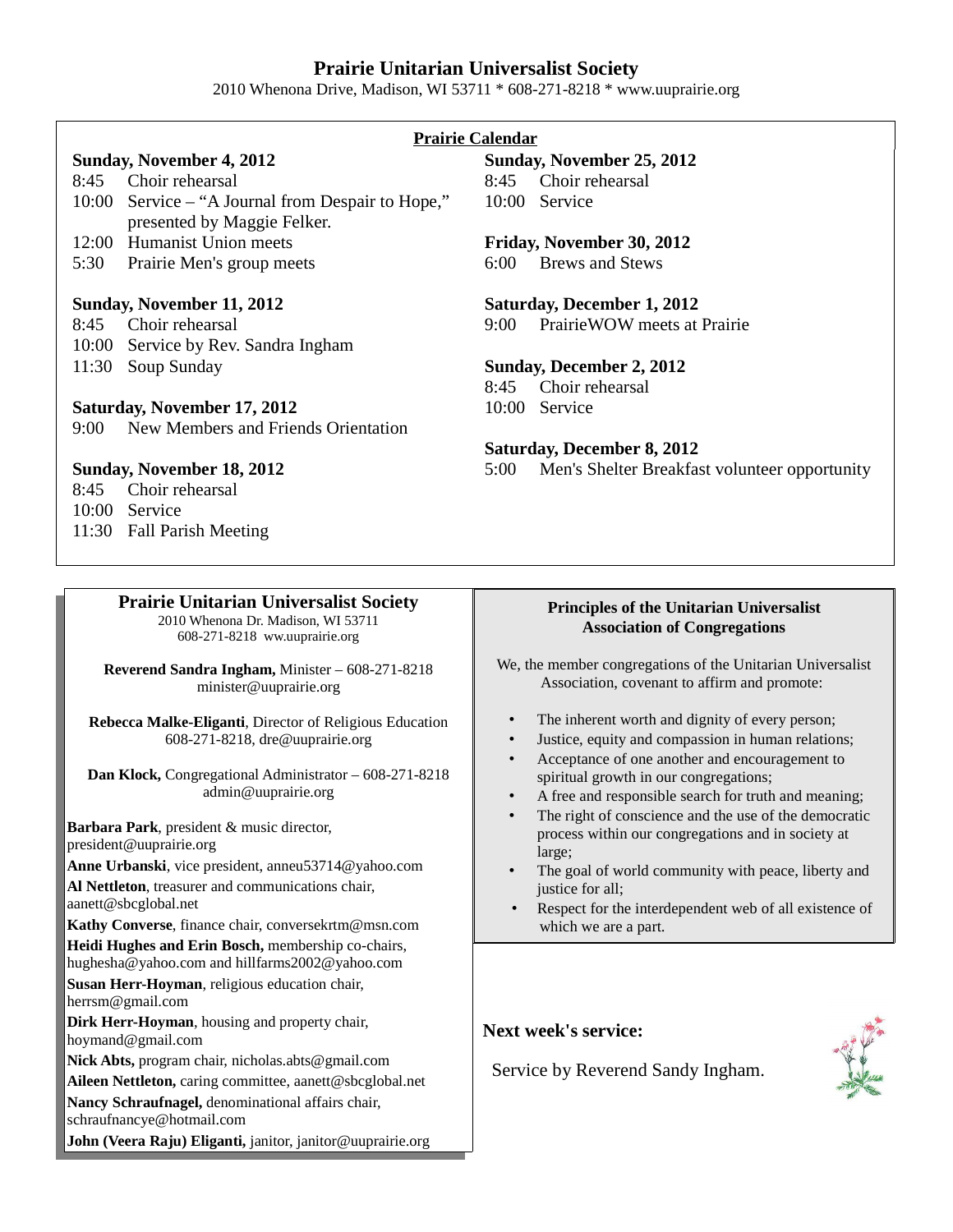# Prairie Unitarian Universalist Society

2010 Whenona Drive, Madison, WI 53711 * 608-271-8218 * www.uuprairie.org

## Prairie Calendar

**Sunday, November 4, 2012**

8:45 Choir rehearsal
10:00 Service – "A Journal from Despair to Hope," presented by Maggie Felker.
12:00 Humanist Union meets
5:30 Prairie Men's group meets

**Sunday, November 11, 2012**

8:45 Choir rehearsal
10:00 Service by Rev. Sandra Ingham
11:30 Soup Sunday

**Saturday, November 17, 2012**

9:00 New Members and Friends Orientation

**Sunday, November 18, 2012**

8:45 Choir rehearsal
10:00 Service
11:30 Fall Parish Meeting

**Sunday, November 25, 2012**

8:45 Choir rehearsal
10:00 Service

**Friday, November 30, 2012**

6:00 Brews and Stews

**Saturday, December 1, 2012**

9:00 PrairieWOW meets at Prairie

**Sunday, December 2, 2012**

8:45 Choir rehearsal
10:00 Service

**Saturday, December 8, 2012**

5:00 Men's Shelter Breakfast volunteer opportunity

## Prairie Unitarian Universalist Society

2010 Whenona Dr. Madison, WI 53711
608-271-8218 ww.uuprairie.org

**Reverend Sandra Ingham,** Minister – 608-271-8218
minister@uuprairie.org

**Rebecca Malke-Eliganti**, Director of Religious Education
608-271-8218, dre@uuprairie.org

**Dan Klock,** Congregational Administrator – 608-271-8218
admin@uuprairie.org

**Barbara Park**, president & music director, president@uuprairie.org
**Anne Urbanski**, vice president, anneu53714@yahoo.com
**Al Nettleton**, treasurer and communications chair, aanett@sbcglobal.net
**Kathy Converse**, finance chair, conversekrtm@msn.com
**Heidi Hughes and Erin Bosch,** membership co-chairs, hughesha@yahoo.com and hillfarms2002@yahoo.com
**Susan Herr-Hoyman**, religious education chair, herrsm@gmail.com
**Dirk Herr-Hoyman**, housing and property chair, hoymand@gmail.com
**Nick Abts,** program chair, nicholas.abts@gmail.com
**Aileen Nettleton,** caring committee, aanett@sbcglobal.net
**Nancy Schraufnagel,** denominational affairs chair, schraufnancye@hotmail.com
**John (Veera Raju) Eliganti,** janitor, janitor@uuprairie.org

### Principles of the Unitarian Universalist Association of Congregations

We, the member congregations of the Unitarian Universalist Association, covenant to affirm and promote:

- The inherent worth and dignity of every person;
- Justice, equity and compassion in human relations;
- Acceptance of one another and encouragement to spiritual growth in our congregations;
- A free and responsible search for truth and meaning;
- The right of conscience and the use of the democratic process within our congregations and in society at large;
- The goal of world community with peace, liberty and justice for all;
- Respect for the interdependent web of all existence of which we are a part.

**Next week's service:**

Service by Reverend Sandy Ingham.